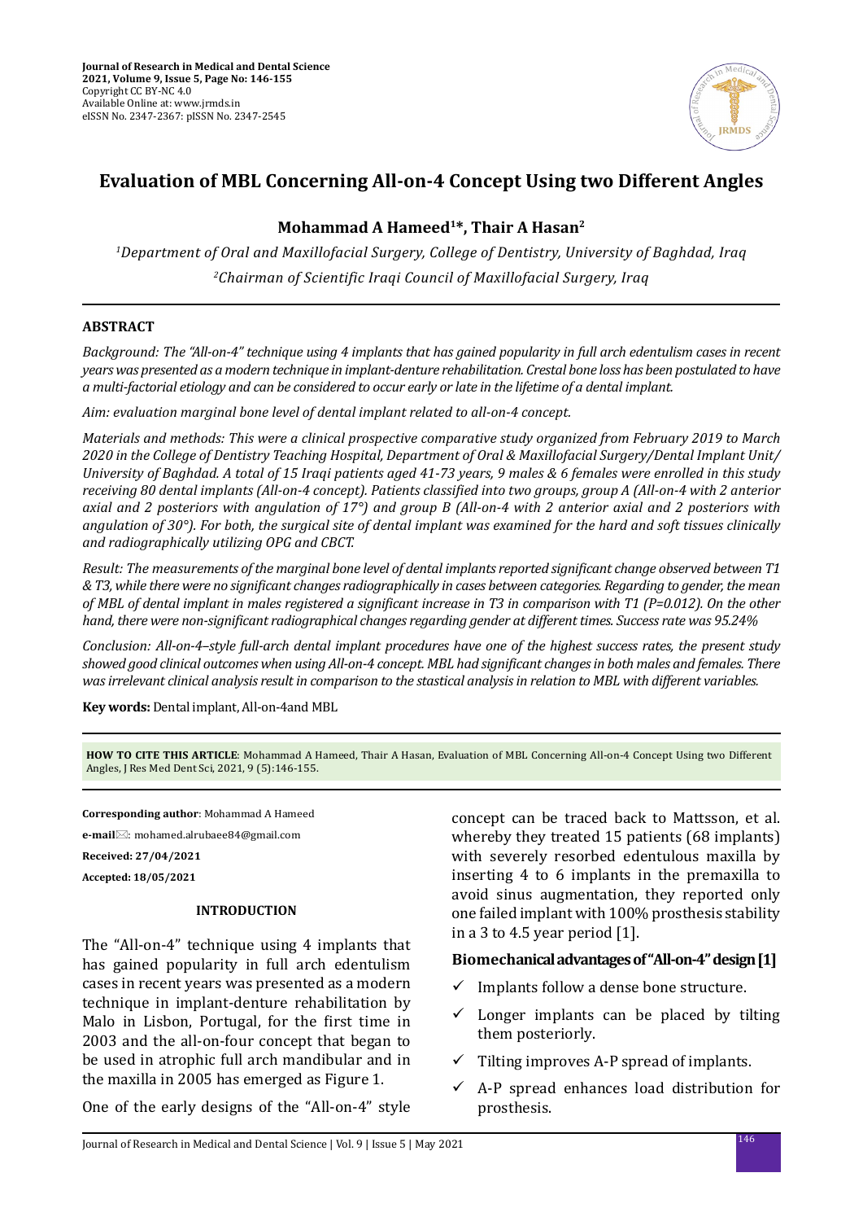# Evaluation of MBL Concerning All-on-4 Concept Using two Different Angles

**Mohammad A Hameed[1]*, Thair A Hasan[2]**

[1]*Department of Oral and Maxillofacial Surgery, College of Dentistry, University of Baghdad, Iraq*

[2]*Chairman of Scientific Iraqi Council of Maxillofacial Surgery, Iraq*

## ABSTRACT

*Background: The "All-on-4" technique using 4 implants that has gained popularity in full arch edentulism cases in recent years was presented as a modern technique in implant-denture rehabilitation. Crestal bone loss has been postulated to have a multi-factorial etiology and can be considered to occur early or late in the lifetime of a dental implant.*

*Aim: evaluation marginal bone level of dental implant related to all-on-4 concept.*

*Materials and methods: This were a clinical prospective comparative study organized from February 2019 to March 2020 in the College of Dentistry Teaching Hospital, Department of Oral & Maxillofacial Surgery/Dental Implant Unit/ University of Baghdad. A total of 15 Iraqi patients aged 41-73 years, 9 males & 6 females were enrolled in this study receiving 80 dental implants (All-on-4 concept). Patients classified into two groups, group A (All-on-4 with 2 anterior axial and 2 posteriors with angulation of 17°) and group B (All-on-4 with 2 anterior axial and 2 posteriors with angulation of 30°). For both, the surgical site of dental implant was examined for the hard and soft tissues clinically and radiographically utilizing OPG and CBCT.*

*Result: The measurements of the marginal bone level of dental implants reported significant change observed between T1 & T3, while there were no significant changes radiographically in cases between categories. Regarding to gender, the mean of MBL of dental implant in males registered a significant increase in T3 in comparison with T1 (P=0.012). On the other hand, there were non-significant radiographical changes regarding gender at different times. Success rate was 95.24%*

*Conclusion: All-on-4–style full-arch dental implant procedures have one of the highest success rates, the present study showed good clinical outcomes when using All-on-4 concept. MBL had significant changes in both males and females. There was irrelevant clinical analysis result in comparison to the stastical analysis in relation to MBL with different variables.*

**Key words:** Dental implant, All-on-4and MBL

**HOW TO CITE THIS ARTICLE**: Mohammad A Hameed, Thair A Hasan, Evaluation of MBL Concerning All-on-4 Concept Using two Different Angles, J Res Med Dent Sci, 2021, 9 (5):146-155.

**Corresponding author**: Mohammad A Hameed

**e-mail**: mohamed.alrubaee84@gmail.com

**Received: 27/04/2021**

**Accepted: 18/05/2021**

## INTRODUCTION

The "All-on-4" technique using 4 implants that has gained popularity in full arch edentulism cases in recent years was presented as a modern technique in implant-denture rehabilitation by Malo in Lisbon, Portugal, for the first time in 2003 and the all-on-four concept that began to be used in atrophic full arch mandibular and in the maxilla in 2005 has emerged as Figure 1.

One of the early designs of the "All-on-4" style concept can be traced back to Mattsson, et al. whereby they treated 15 patients (68 implants) with severely resorbed edentulous maxilla by inserting 4 to 6 implants in the premaxilla to avoid sinus augmentation, they reported only one failed implant with 100% prosthesis stability in a 3 to 4.5 year period [1].

### Biomechanical advantages of "All-on-4" design [1]

- ✓ Implants follow a dense bone structure.
- ✓ Longer implants can be placed by tilting them posteriorly.
- ✓ Tilting improves A-P spread of implants.
- ✓ A-P spread enhances load distribution for prosthesis.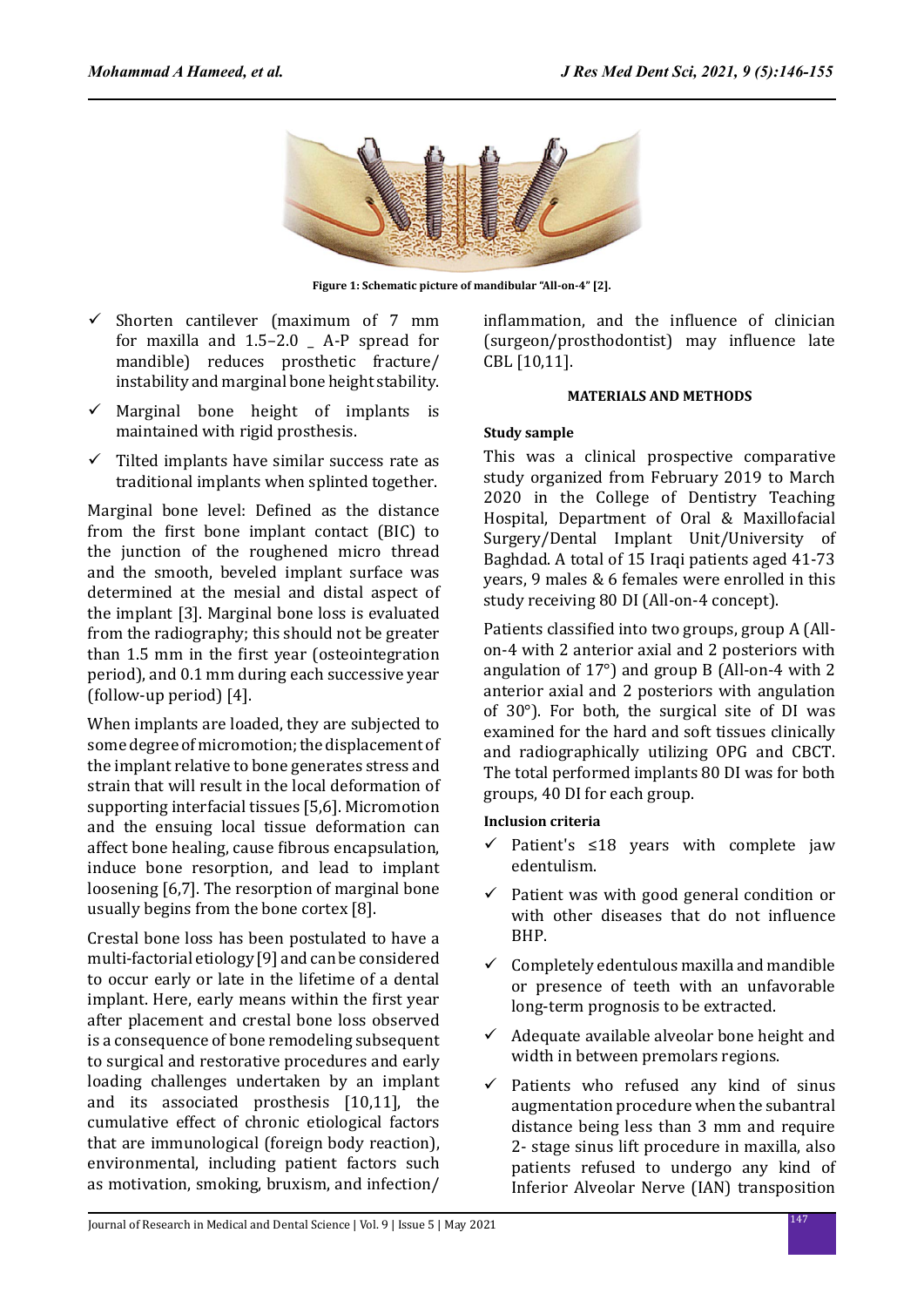Figure 1: Schematic picture of mandibular "All-on-4" [2].

- ✓ Shorten cantilever (maximum of 7 mm for maxilla and 1.5–2.0 _ A-P spread for mandible) reduces prosthetic fracture/instability and marginal bone height stability.
- ✓ Marginal bone height of implants is maintained with rigid prosthesis.
- ✓ Tilted implants have similar success rate as traditional implants when splinted together.

Marginal bone level: Defined as the distance from the first bone implant contact (BIC) to the junction of the roughened micro thread and the smooth, beveled implant surface was determined at the mesial and distal aspect of the implant [3]. Marginal bone loss is evaluated from the radiography; this should not be greater than 1.5 mm in the first year (osteointegration period), and 0.1 mm during each successive year (follow-up period) [4].

When implants are loaded, they are subjected to some degree of micromotion; the displacement of the implant relative to bone generates stress and strain that will result in the local deformation of supporting interfacial tissues [5,6]. Micromotion and the ensuing local tissue deformation can affect bone healing, cause fibrous encapsulation, induce bone resorption, and lead to implant loosening [6,7]. The resorption of marginal bone usually begins from the bone cortex [8].

Crestal bone loss has been postulated to have a multi-factorial etiology [9] and can be considered to occur early or late in the lifetime of a dental implant. Here, early means within the first year after placement and crestal bone loss observed is a consequence of bone remodeling subsequent to surgical and restorative procedures and early loading challenges undertaken by an implant and its associated prosthesis [10,11], the cumulative effect of chronic etiological factors that are immunological (foreign body reaction), environmental, including patient factors such as motivation, smoking, bruxism, and infection/inflammation, and the influence of clinician (surgeon/prosthodontist) may influence late CBL [10,11].

## MATERIALS AND METHODS

### Study sample

This was a clinical prospective comparative study organized from February 2019 to March 2020 in the College of Dentistry Teaching Hospital, Department of Oral & Maxillofacial Surgery/Dental Implant Unit/University of Baghdad. A total of 15 Iraqi patients aged 41-73 years, 9 males & 6 females were enrolled in this study receiving 80 DI (All-on-4 concept).

Patients classified into two groups, group A (All-on-4 with 2 anterior axial and 2 posteriors with angulation of 17°) and group B (All-on-4 with 2 anterior axial and 2 posteriors with angulation of 30°). For both, the surgical site of DI was examined for the hard and soft tissues clinically and radiographically utilizing OPG and CBCT. The total performed implants 80 DI was for both groups, 40 DI for each group.

### Inclusion criteria

- ✓ Patient's ≤18 years with complete jaw edentulism.
- ✓ Patient was with good general condition or with other diseases that do not influence BHP.
- ✓ Completely edentulous maxilla and mandible or presence of teeth with an unfavorable long-term prognosis to be extracted.
- ✓ Adequate available alveolar bone height and width in between premolars regions.
- ✓ Patients who refused any kind of sinus augmentation procedure when the subantral distance being less than 3 mm and require 2- stage sinus lift procedure in maxilla, also patients refused to undergo any kind of Inferior Alveolar Nerve (IAN) transposition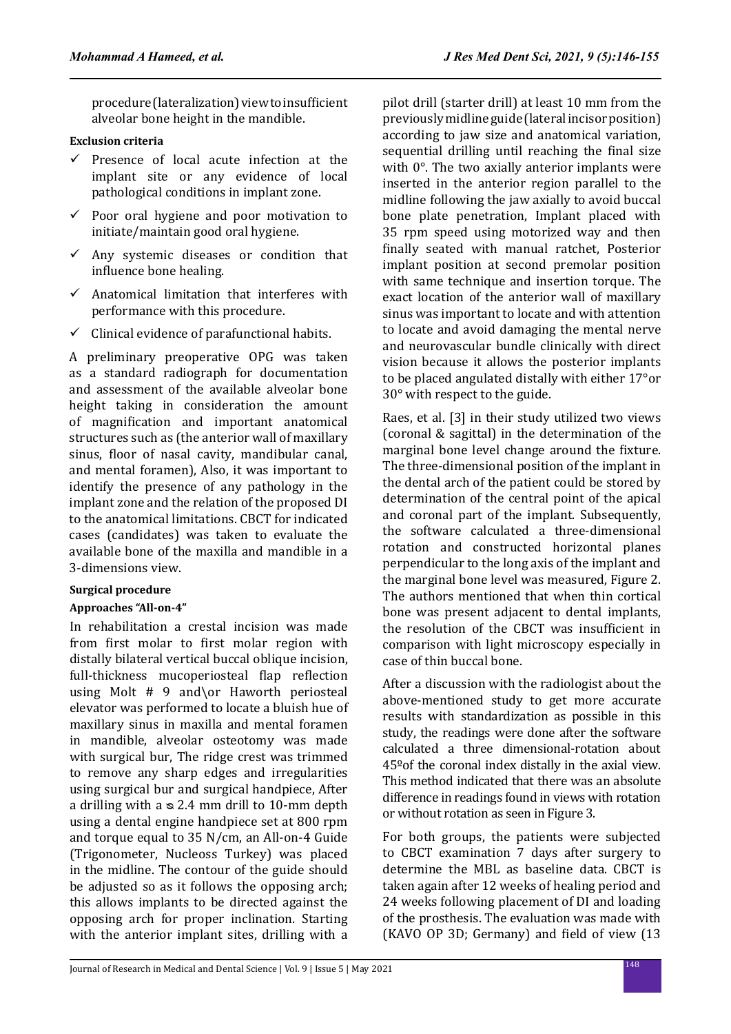procedure (lateralization) view to insufficient alveolar bone height in the mandible.

**Exclusion criteria**

- ✓ Presence of local acute infection at the implant site or any evidence of local pathological conditions in implant zone.
- ✓ Poor oral hygiene and poor motivation to initiate/maintain good oral hygiene.
- ✓ Any systemic diseases or condition that influence bone healing.
- ✓ Anatomical limitation that interferes with performance with this procedure.
- ✓ Clinical evidence of parafunctional habits.

A preliminary preoperative OPG was taken as a standard radiograph for documentation and assessment of the available alveolar bone height taking in consideration the amount of magnification and important anatomical structures such as (the anterior wall of maxillary sinus, floor of nasal cavity, mandibular canal, and mental foramen), Also, it was important to identify the presence of any pathology in the implant zone and the relation of the proposed DI to the anatomical limitations. CBCT for indicated cases (candidates) was taken to evaluate the available bone of the maxilla and mandible in a 3-dimensions view.

**Surgical procedure**

**Approaches "All-on-4"**

In rehabilitation a crestal incision was made from first molar to first molar region with distally bilateral vertical buccal oblique incision, full-thickness mucoperiosteal flap reflection using Molt # 9 and\or Haworth periosteal elevator was performed to locate a bluish hue of maxillary sinus in maxilla and mental foramen in mandible, alveolar osteotomy was made with surgical bur, The ridge crest was trimmed to remove any sharp edges and irregularities using surgical bur and surgical handpiece, After a drilling with a ⌀ 2.4 mm drill to 10-mm depth using a dental engine handpiece set at 800 rpm and torque equal to 35 N/cm, an All-on-4 Guide (Trigonometer, Nucleoss Turkey) was placed in the midline. The contour of the guide should be adjusted so as it follows the opposing arch; this allows implants to be directed against the opposing arch for proper inclination. Starting with the anterior implant sites, drilling with a pilot drill (starter drill) at least 10 mm from the previously midline guide (lateral incisor position) according to jaw size and anatomical variation, sequential drilling until reaching the final size with 0°. The two axially anterior implants were inserted in the anterior region parallel to the midline following the jaw axially to avoid buccal bone plate penetration, Implant placed with 35 rpm speed using motorized way and then finally seated with manual ratchet, Posterior implant position at second premolar position with same technique and insertion torque. The exact location of the anterior wall of maxillary sinus was important to locate and with attention to locate and avoid damaging the mental nerve and neurovascular bundle clinically with direct vision because it allows the posterior implants to be placed angulated distally with either 17° or 30° with respect to the guide.

Raes, et al. [3] in their study utilized two views (coronal & sagittal) in the determination of the marginal bone level change around the fixture. The three-dimensional position of the implant in the dental arch of the patient could be stored by determination of the central point of the apical and coronal part of the implant. Subsequently, the software calculated a three-dimensional rotation and constructed horizontal planes perpendicular to the long axis of the implant and the marginal bone level was measured, Figure 2. The authors mentioned that when thin cortical bone was present adjacent to dental implants, the resolution of the CBCT was insufficient in comparison with light microscopy especially in case of thin buccal bone.

After a discussion with the radiologist about the above-mentioned study to get more accurate results with standardization as possible in this study, the readings were done after the software calculated a three dimensional-rotation about 45º of the coronal index distally in the axial view. This method indicated that there was an absolute difference in readings found in views with rotation or without rotation as seen in Figure 3.

For both groups, the patients were subjected to CBCT examination 7 days after surgery to determine the MBL as baseline data. CBCT is taken again after 12 weeks of healing period and 24 weeks following placement of DI and loading of the prosthesis. The evaluation was made with (KAVO OP 3D; Germany) and field of view (13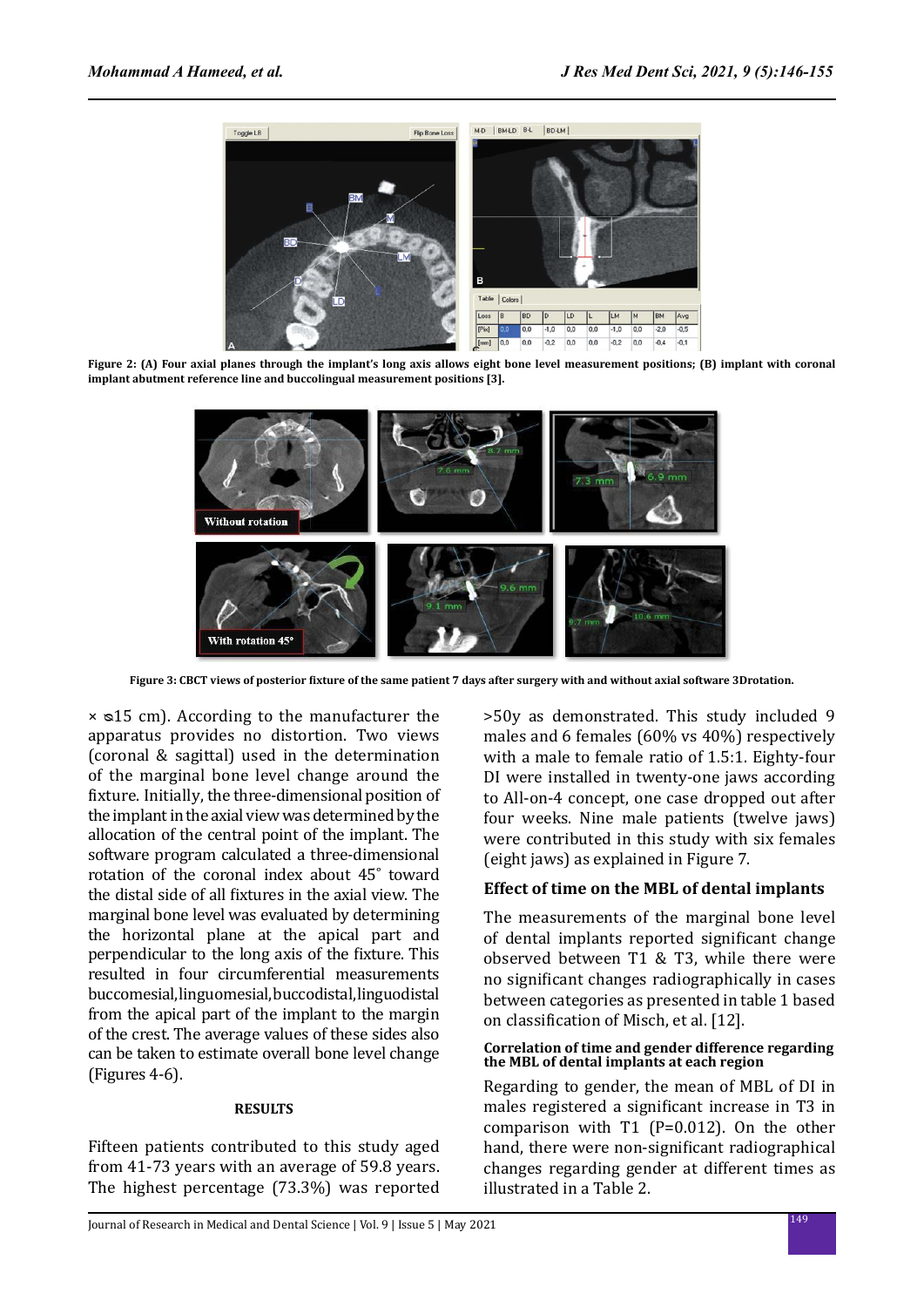**Figure 2: (A) Four axial planes through the implant's long axis allows eight bone level measurement positions; (B) implant with coronal implant abutment reference line and buccolingual measurement positions [3].**

**Figure 3: CBCT views of posterior fixture of the same patient 7 days after surgery with and without axial software 3Drotation.**

× ɤ15 cm). According to the manufacturer the apparatus provides no distortion. Two views (coronal & sagittal) used in the determination of the marginal bone level change around the fixture. Initially, the three-dimensional position of the implant in the axial view was determined by the allocation of the central point of the implant. The software program calculated a three-dimensional rotation of the coronal index about 45˚ toward the distal side of all fixtures in the axial view. The marginal bone level was evaluated by determining the horizontal plane at the apical part and perpendicular to the long axis of the fixture. This resulted in four circumferential measurements buccomesial, linguomesial, buccodistal, linguodistal from the apical part of the implant to the margin of the crest. The average values of these sides also can be taken to estimate overall bone level change (Figures 4-6).

## RESULTS

Fifteen patients contributed to this study aged from 41-73 years with an average of 59.8 years. The highest percentage (73.3%) was reported >50y as demonstrated. This study included 9 males and 6 females (60% vs 40%) respectively with a male to female ratio of 1.5:1. Eighty-four DI were installed in twenty-one jaws according to All-on-4 concept, one case dropped out after four weeks. Nine male patients (twelve jaws) were contributed in this study with six females (eight jaws) as explained in Figure 7.

### Effect of time on the MBL of dental implants

The measurements of the marginal bone level of dental implants reported significant change observed between T1 & T3, while there were no significant changes radiographically in cases between categories as presented in table 1 based on classification of Misch, et al. [12].

### Correlation of time and gender difference regarding the MBL of dental implants at each region

Regarding to gender, the mean of MBL of DI in males registered a significant increase in T3 in comparison with T1 (P=0.012). On the other hand, there were non-significant radiographical changes regarding gender at different times as illustrated in a Table 2.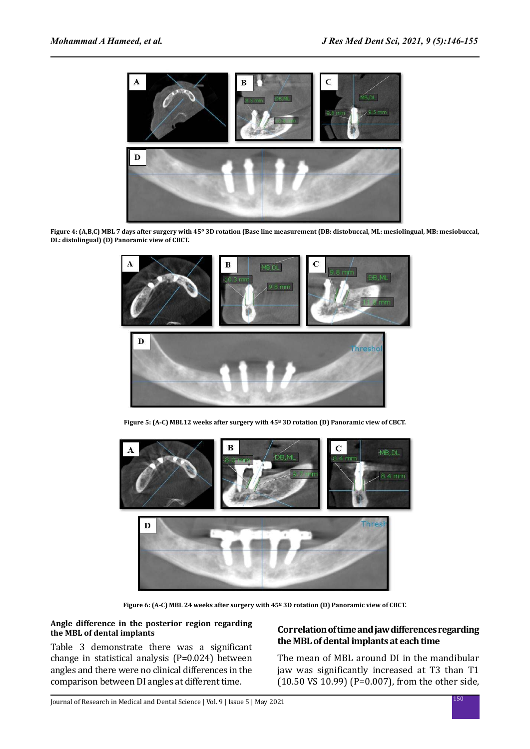**Figure 4: (A,B,C) MBL 7 days after surgery with 45º 3D rotation (Base line measurement (DB: distobuccal, ML: mesiolingual, MB: mesiobuccal, DL: distolingual) (D) Panoramic view of CBCT.**

**Figure 5: (A-C) MBL12 weeks after surgery with 45º 3D rotation (D) Panoramic view of CBCT.**

**Figure 6: (A-C) MBL 24 weeks after surgery with 45º 3D rotation (D) Panoramic view of CBCT.**

### Angle difference in the posterior region regarding the MBL of dental implants

Table 3 demonstrate there was a significant change in statistical analysis (P=0.024) between angles and there were no clinical differences in the comparison between DI angles at different time.

### Correlation of time and jaw differences regarding the MBL of dental implants at each time

The mean of MBL around DI in the mandibular jaw was significantly increased at T3 than T1 (10.50 VS 10.99) (P=0.007), from the other side,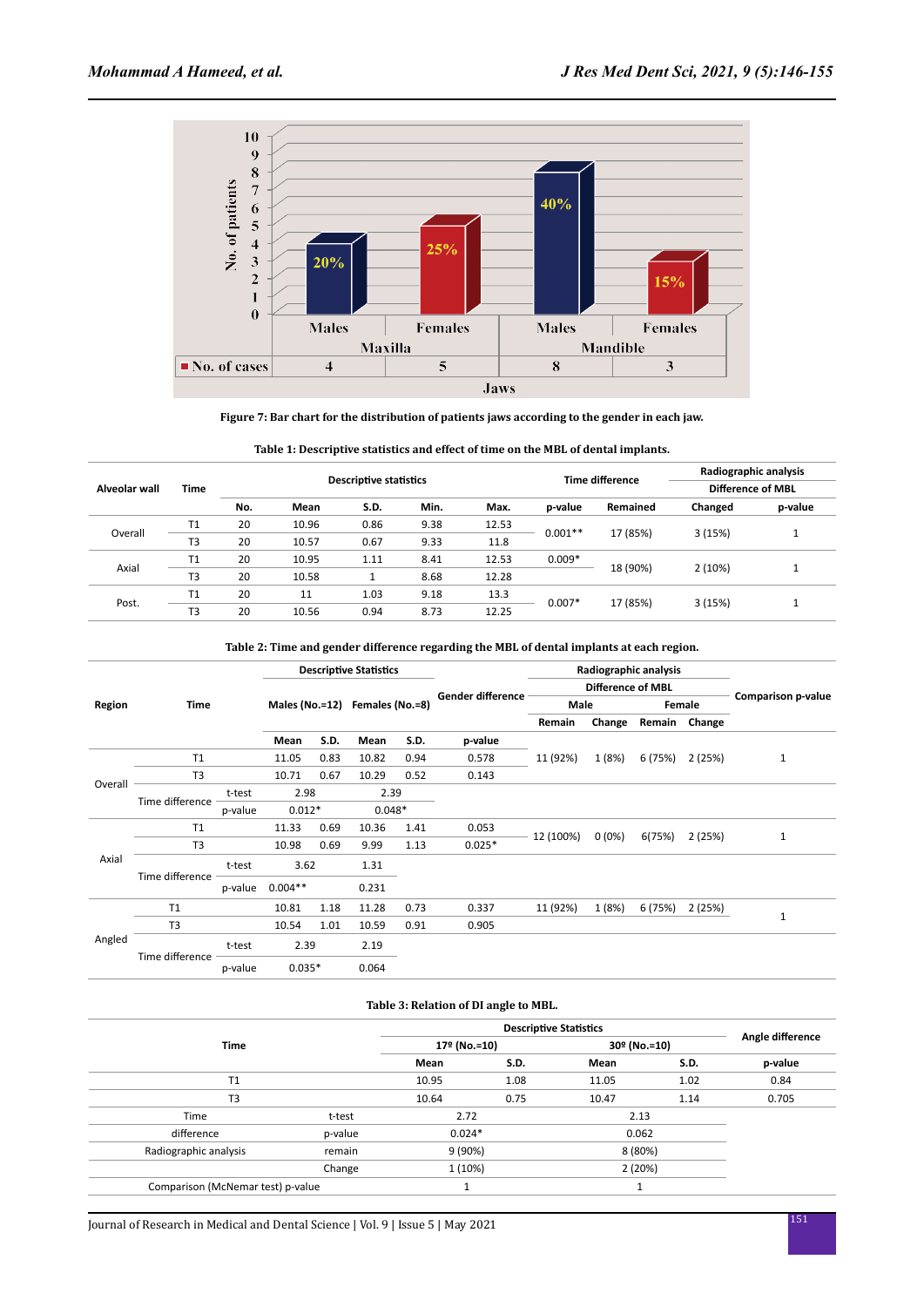**Figure 7: Bar chart for the distribution of patients jaws according to the gender in each jaw.**

**Table 1: Descriptive statistics and effect of time on the MBL of dental implants.**

| Alveolar wall | Time | Descriptive statistics | | | | | Time difference | Radiographic analysis | | |
|---|---|---|---|---|---|---|---|---|---|---|
| | | | | | | | | Difference of MBL | | |
| | | No. | Mean | S.D. | Min. | Max. | p-value | Remained | Changed | p-value |
| Overall | T1 | 20 | 10.96 | 0.86 | 9.38 | 12.53 | 0.001** | 17 (85%) | 3 (15%) | 1 |
| | T3 | 20 | 10.57 | 0.67 | 9.33 | 11.8 | | | | |
| Axial | T1 | 20 | 10.95 | 1.11 | 8.41 | 12.53 | 0.009* | 18 (90%) | 2 (10%) | 1 |
| | T3 | 20 | 10.58 | 1 | 8.68 | 12.28 | | | | |
| Post. | T1 | 20 | 11 | 1.03 | 9.18 | 13.3 | 0.007* | 17 (85%) | 3 (15%) | 1 |
| | T3 | 20 | 10.56 | 0.94 | 8.73 | 12.25 | | | | |

**Table 2: Time and gender difference regarding the MBL of dental implants at each region.**

| Region | Time | | Descriptive Statistics | | | | Gender difference | Radiographic analysis | | | | Comparison p-value |
|---|---|---|---|---|---|---|---|---|---|---|---|---|
| | | | | | | | | Difference of MBL | | | | |
| | | | Males (No.=12) | | Females (No.=8) | | | Male | | Female | | |
| | | | | | | | | Remain | Change | Remain | Change | |
| | | | Mean | S.D. | Mean | S.D. | p-value | | | | | |
| Overall | T1 | | 11.05 | 0.83 | 10.82 | 0.94 | 0.578 | 11 (92%) | 1 (8%) | 6 (75%) | 2 (25%) | 1 |
| | T3 | | 10.71 | 0.67 | 10.29 | 0.52 | 0.143 | | | | | |
| | Time difference | t-test | 2.98 | | 2.39 | | | | | | | |
| | | p-value | 0.012* | | 0.048* | | | | | | | |
| Axial | T1 | | 11.33 | 0.69 | 10.36 | 1.41 | 0.053 | 12 (100%) | 0 (0%) | 6(75%) | 2 (25%) | 1 |
| | T3 | | 10.98 | 0.69 | 9.99 | 1.13 | 0.025* | | | | | |
| | Time difference | t-test | 3.62 | | 1.31 | | | | | | | |
| | | p-value | 0.004** | | 0.231 | | | | | | | |
| Angled | T1 | | 10.81 | 1.18 | 11.28 | 0.73 | 0.337 | 11 (92%) | 1 (8%) | 6 (75%) | 2 (25%) | 1 |
| | T3 | | 10.54 | 1.01 | 10.59 | 0.91 | 0.905 | | | | | |
| | Time difference | t-test | 2.39 | | 2.19 | | | | | | | |
| | | p-value | 0.035* | | 0.064 | | | | | | | |

**Table 3: Relation of DI angle to MBL.**

| Time | | Descriptive Statistics | | | | Angle difference |
|---|---|---|---|---|---|---|
| | | 17º (No.=10) | | 30º (No.=10) | | |
| | | Mean | S.D. | Mean | S.D. | p-value |
| T1 | | 10.95 | 1.08 | 11.05 | 1.02 | 0.84 |
| T3 | | 10.64 | 0.75 | 10.47 | 1.14 | 0.705 |
| Time | t-test | 2.72 | | 2.13 | | |
| difference | p-value | 0.024* | | 0.062 | | |
| Radiographic analysis | remain | 9 (90%) | | 8 (80%) | | |
| | Change | 1 (10%) | | 2 (20%) | | |
| Comparison (McNemar test) p-value | | 1 | | 1 | | |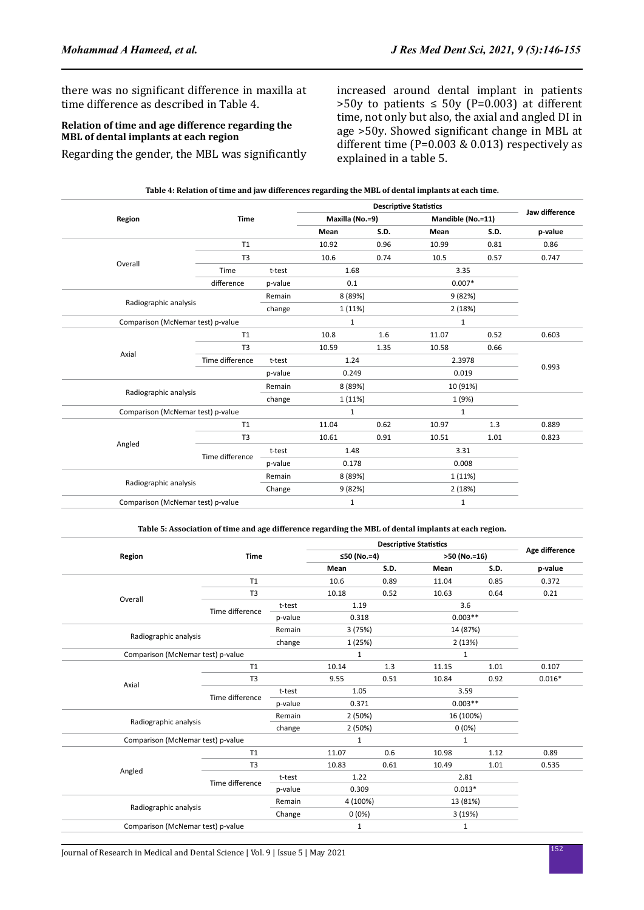there was no significant difference in maxilla at time difference as described in Table 4.

#### Relation of time and age difference regarding the MBL of dental implants at each region

Regarding the gender, the MBL was significantly increased around dental implant in patients >50y to patients ≤ 50y (P=0.003) at different time, not only but also, the axial and angled DI in age >50y. Showed significant change in MBL at different time (P=0.003 & 0.013) respectively as explained in a table 5.

**Table 4: Relation of time and jaw differences regarding the MBL of dental implants at each time.**

| Region | Time | | Descriptive Statistics | | | | Jaw difference |
|---|---|---|---|---|---|---|---|
| | | | Maxilla (No.=9) | | Mandible (No.=11) | | |
| | | | Mean | S.D. | Mean | S.D. | p-value |
| Overall | T1 | | 10.92 | 0.96 | 10.99 | 0.81 | 0.86 |
| | T3 | | 10.6 | 0.74 | 10.5 | 0.57 | 0.747 |
| | Time | t-test | 1.68 | | 3.35 | | |
| | difference | p-value | 0.1 | | 0.007* | | |
| Radiographic analysis | | Remain | 8 (89%) | | 9 (82%) | | |
| | | change | 1 (11%) | | 2 (18%) | | |
| Comparison (McNemar test) p-value | | | 1 | | 1 | | |
| Axial | T1 | | 10.8 | 1.6 | 11.07 | 0.52 | 0.603 |
| | T3 | | 10.59 | 1.35 | 10.58 | 0.66 | 0.993 |
| | Time difference | t-test | 1.24 | | 2.3978 | | |
| | | p-value | 0.249 | | 0.019 | | |
| Radiographic analysis | | Remain | 8 (89%) | | 10 (91%) | | |
| | | change | 1 (11%) | | 1 (9%) | | |
| Comparison (McNemar test) p-value | | | 1 | | 1 | | |
| Angled | T1 | | 11.04 | 0.62 | 10.97 | 1.3 | 0.889 |
| | T3 | | 10.61 | 0.91 | 10.51 | 1.01 | 0.823 |
| | Time difference | t-test | 1.48 | | 3.31 | | |
| | | p-value | 0.178 | | 0.008 | | |
| Radiographic analysis | | Remain | 8 (89%) | | 1 (11%) | | |
| | | Change | 9 (82%) | | 2 (18%) | | |
| Comparison (McNemar test) p-value | | | 1 | | 1 | | |

**Table 5: Association of time and age difference regarding the MBL of dental implants at each region.**

| Region | Time | | Descriptive Statistics | | | | Age difference |
|---|---|---|---|---|---|---|---|
| | | | ≤50 (No.=4) | | >50 (No.=16) | | |
| | | | Mean | S.D. | Mean | S.D. | p-value |
| Overall | T1 | | 10.6 | 0.89 | 11.04 | 0.85 | 0.372 |
| | T3 | | 10.18 | 0.52 | 10.63 | 0.64 | 0.21 |
| | Time difference | t-test | 1.19 | | 3.6 | | |
| | | p-value | 0.318 | | 0.003** | | |
| Radiographic analysis | | Remain | 3 (75%) | | 14 (87%) | | |
| | | change | 1 (25%) | | 2 (13%) | | |
| Comparison (McNemar test) p-value | | | 1 | | 1 | | |
| Axial | T1 | | 10.14 | 1.3 | 11.15 | 1.01 | 0.107 |
| | T3 | | 9.55 | 0.51 | 10.84 | 0.92 | 0.016* |
| | Time difference | t-test | 1.05 | | 3.59 | | |
| | | p-value | 0.371 | | 0.003** | | |
| Radiographic analysis | | Remain | 2 (50%) | | 16 (100%) | | |
| | | change | 2 (50%) | | 0 (0%) | | |
| Comparison (McNemar test) p-value | | | 1 | | 1 | | |
| Angled | T1 | | 11.07 | 0.6 | 10.98 | 1.12 | 0.89 |
| | T3 | | 10.83 | 0.61 | 10.49 | 1.01 | 0.535 |
| | Time difference | t-test | 1.22 | | 2.81 | | |
| | | p-value | 0.309 | | 0.013* | | |
| Radiographic analysis | | Remain | 4 (100%) | | 13 (81%) | | |
| | | Change | 0 (0%) | | 3 (19%) | | |
| Comparison (McNemar test) p-value | | | 1 | | 1 | | |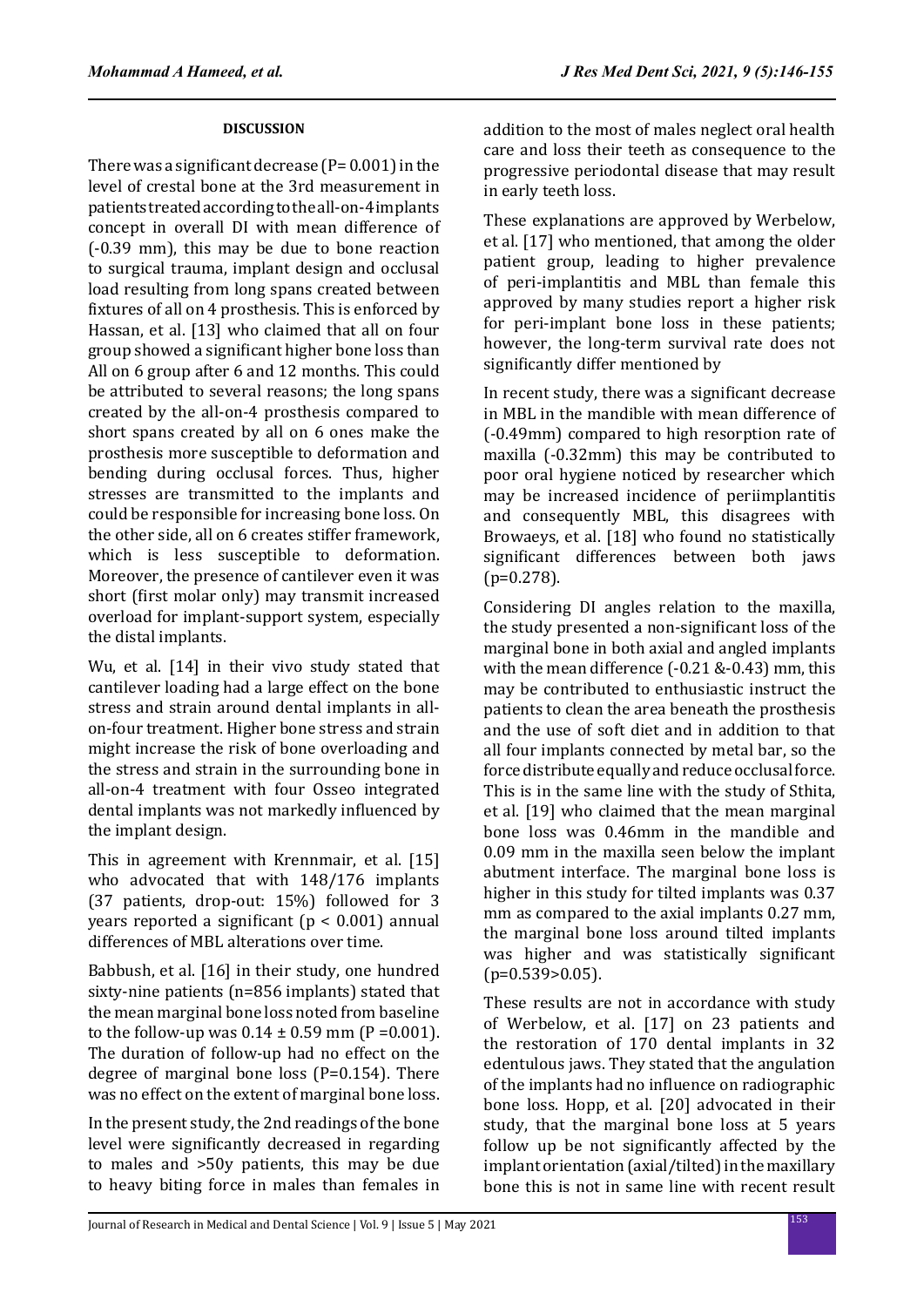## DISCUSSION

There was a significant decrease (P= 0.001) in the level of crestal bone at the 3rd measurement in patients treated according to the all-on-4 implants concept in overall DI with mean difference of (-0.39 mm), this may be due to bone reaction to surgical trauma, implant design and occlusal load resulting from long spans created between fixtures of all on 4 prosthesis. This is enforced by Hassan, et al. [13] who claimed that all on four group showed a significant higher bone loss than All on 6 group after 6 and 12 months. This could be attributed to several reasons; the long spans created by the all-on-4 prosthesis compared to short spans created by all on 6 ones make the prosthesis more susceptible to deformation and bending during occlusal forces. Thus, higher stresses are transmitted to the implants and could be responsible for increasing bone loss. On the other side, all on 6 creates stiffer framework, which is less susceptible to deformation. Moreover, the presence of cantilever even it was short (first molar only) may transmit increased overload for implant-support system, especially the distal implants.

Wu, et al. [14] in their vivo study stated that cantilever loading had a large effect on the bone stress and strain around dental implants in all-on-four treatment. Higher bone stress and strain might increase the risk of bone overloading and the stress and strain in the surrounding bone in all-on-4 treatment with four Osseo integrated dental implants was not markedly influenced by the implant design.

This in agreement with Krennmair, et al. [15] who advocated that with 148/176 implants (37 patients, drop-out: 15%) followed for 3 years reported a significant ($p < 0.001$) annual differences of MBL alterations over time.

Babbush, et al. [16] in their study, one hundred sixty-nine patients (n=856 implants) stated that the mean marginal bone loss noted from baseline to the follow-up was $0.14 \pm 0.59$ mm ($P = 0.001$). The duration of follow-up had no effect on the degree of marginal bone loss (P=0.154). There was no effect on the extent of marginal bone loss.

In the present study, the 2nd readings of the bone level were significantly decreased in regarding to males and >50y patients, this may be due to heavy biting force in males than females in addition to the most of males neglect oral health care and loss their teeth as consequence to the progressive periodontal disease that may result in early teeth loss.

These explanations are approved by Werbelow, et al. [17] who mentioned, that among the older patient group, leading to higher prevalence of peri-implantitis and MBL than female this approved by many studies report a higher risk for peri-implant bone loss in these patients; however, the long-term survival rate does not significantly differ mentioned by

In recent study, there was a significant decrease in MBL in the mandible with mean difference of (-0.49mm) compared to high resorption rate of maxilla (-0.32mm) this may be contributed to poor oral hygiene noticed by researcher which may be increased incidence of periimplantitis and consequently MBL, this disagrees with Browaeys, et al. [18] who found no statistically significant differences between both jaws (p=0.278).

Considering DI angles relation to the maxilla, the study presented a non-significant loss of the marginal bone in both axial and angled implants with the mean difference (-0.21 &-0.43) mm, this may be contributed to enthusiastic instruct the patients to clean the area beneath the prosthesis and the use of soft diet and in addition to that all four implants connected by metal bar, so the force distribute equally and reduce occlusal force. This is in the same line with the study of Sthita, et al. [19] who claimed that the mean marginal bone loss was 0.46mm in the mandible and 0.09 mm in the maxilla seen below the implant abutment interface. The marginal bone loss is higher in this study for tilted implants was 0.37 mm as compared to the axial implants 0.27 mm, the marginal bone loss around tilted implants was higher and was statistically significant (p=0.539>0.05).

These results are not in accordance with study of Werbelow, et al. [17] on 23 patients and the restoration of 170 dental implants in 32 edentulous jaws. They stated that the angulation of the implants had no influence on radiographic bone loss. Hopp, et al. [20] advocated in their study, that the marginal bone loss at 5 years follow up be not significantly affected by the implant orientation (axial/tilted) in the maxillary bone this is not in same line with recent result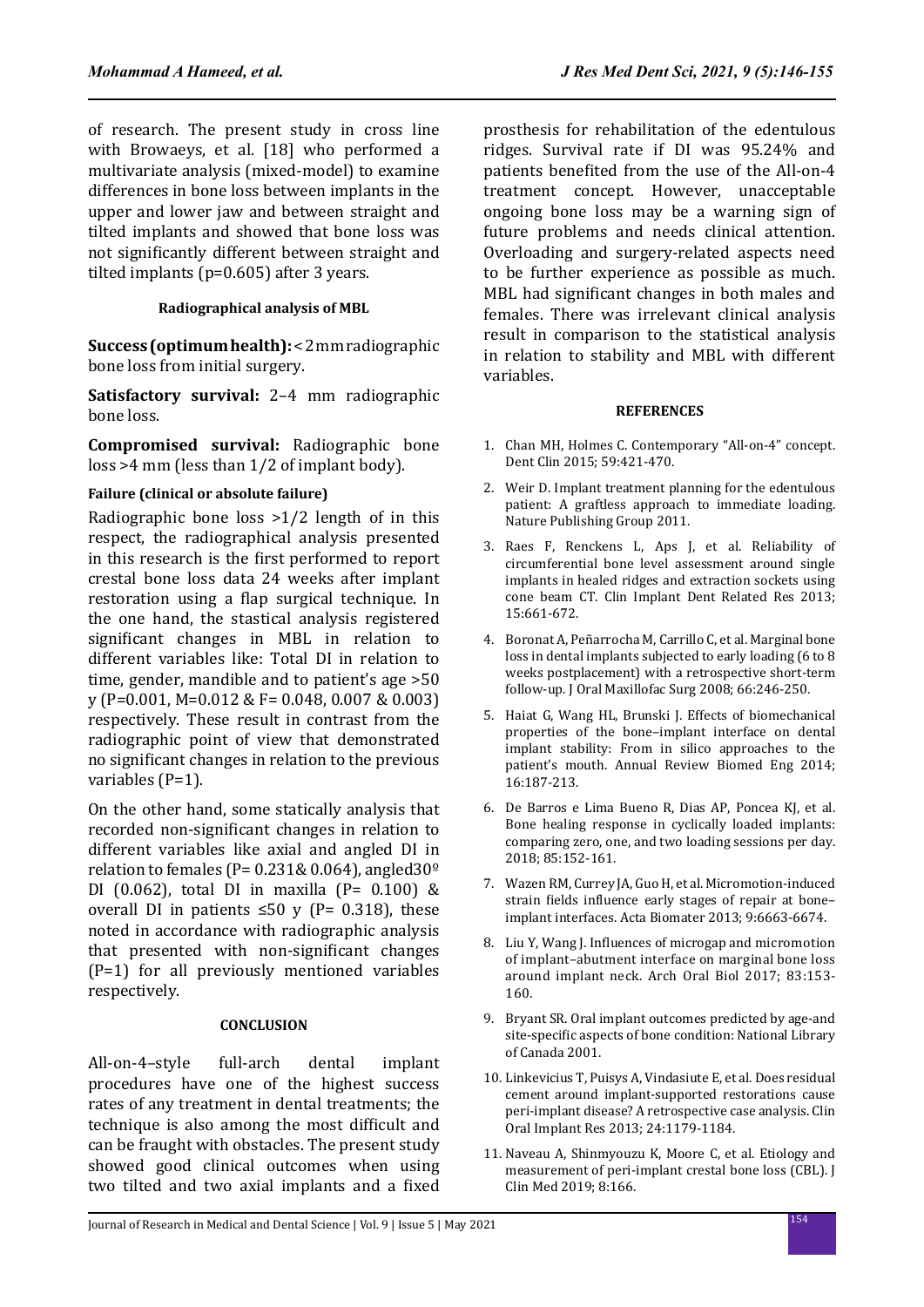of research. The present study in cross line with Browaeys, et al. [18] who performed a multivariate analysis (mixed-model) to examine differences in bone loss between implants in the upper and lower jaw and between straight and tilted implants and showed that bone loss was not significantly different between straight and tilted implants (p=0.605) after 3 years.

#### Radiographical analysis of MBL

**Success (optimum health):** < 2 mm radiographic bone loss from initial surgery.

**Satisfactory survival:** 2–4 mm radiographic bone loss.

**Compromised survival:** Radiographic bone loss >4 mm (less than 1/2 of implant body).

#### Failure (clinical or absolute failure)

Radiographic bone loss >1/2 length of in this respect, the radiographical analysis presented in this research is the first performed to report crestal bone loss data 24 weeks after implant restoration using a flap surgical technique. In the one hand, the stastical analysis registered significant changes in MBL in relation to different variables like: Total DI in relation to time, gender, mandible and to patient's age >50 y (P=0.001, M=0.012 & F= 0.048, 0.007 & 0.003) respectively. These result in contrast from the radiographic point of view that demonstrated no significant changes in relation to the previous variables (P=1).

On the other hand, some statically analysis that recorded non-significant changes in relation to different variables like axial and angled DI in relation to females (P= 0.231& 0.064), angled30º DI (0.062), total DI in maxilla (P= 0.100) & overall DI in patients ≤50 y (P= 0.318), these noted in accordance with radiographic analysis that presented with non-significant changes (P=1) for all previously mentioned variables respectively.

## CONCLUSION

All-on-4–style full-arch dental implant procedures have one of the highest success rates of any treatment in dental treatments; the technique is also among the most difficult and can be fraught with obstacles. The present study showed good clinical outcomes when using two tilted and two axial implants and a fixed prosthesis for rehabilitation of the edentulous ridges. Survival rate if DI was 95.24% and patients benefited from the use of the All-on-4 treatment concept. However, unacceptable ongoing bone loss may be a warning sign of future problems and needs clinical attention. Overloading and surgery-related aspects need to be further experience as possible as much. MBL had significant changes in both males and females. There was irrelevant clinical analysis result in comparison to the statistical analysis in relation to stability and MBL with different variables.

## REFERENCES

1. Chan MH, Holmes C. Contemporary "All-on-4" concept. Dent Clin 2015; 59:421-470.
2. Weir D. Implant treatment planning for the edentulous patient: A graftless approach to immediate loading. Nature Publishing Group 2011.
3. Raes F, Renckens L, Aps J, et al. Reliability of circumferential bone level assessment around single implants in healed ridges and extraction sockets using cone beam CT. Clin Implant Dent Related Res 2013; 15:661-672.
4. Boronat A, Peñarrocha M, Carrillo C, et al. Marginal bone loss in dental implants subjected to early loading (6 to 8 weeks postplacement) with a retrospective short-term follow-up. J Oral Maxillofac Surg 2008; 66:246-250.
5. Haiat G, Wang HL, Brunski J. Effects of biomechanical properties of the bone–implant interface on dental implant stability: From in silico approaches to the patient's mouth. Annual Review Biomed Eng 2014; 16:187-213.
6. De Barros e Lima Bueno R, Dias AP, Poncea KJ, et al. Bone healing response in cyclically loaded implants: comparing zero, one, and two loading sessions per day. 2018; 85:152-161.
7. Wazen RM, Currey JA, Guo H, et al. Micromotion-induced strain fields influence early stages of repair at bone–implant interfaces. Acta Biomater 2013; 9:6663-6674.
8. Liu Y, Wang J. Influences of microgap and micromotion of implant–abutment interface on marginal bone loss around implant neck. Arch Oral Biol 2017; 83:153-160.
9. Bryant SR. Oral implant outcomes predicted by age-and site-specific aspects of bone condition: National Library of Canada 2001.
10. Linkevicius T, Puisys A, Vindasiute E, et al. Does residual cement around implant-supported restorations cause peri-implant disease? A retrospective case analysis. Clin Oral Implant Res 2013; 24:1179-1184.
11. Naveau A, Shinmyouzu K, Moore C, et al. Etiology and measurement of peri-implant crestal bone loss (CBL). J Clin Med 2019; 8:166.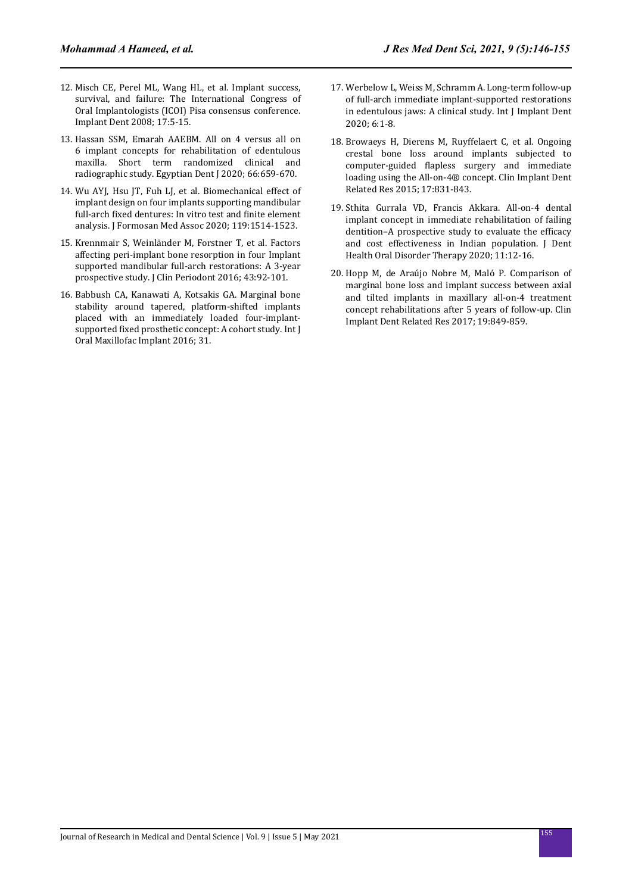12. Misch CE, Perel ML, Wang HL, et al. Implant success, survival, and failure: The International Congress of Oral Implantologists (ICOI) Pisa consensus conference. Implant Dent 2008; 17:5-15.

13. Hassan SSM, Emarah AAEBM. All on 4 versus all on 6 implant concepts for rehabilitation of edentulous maxilla. Short term randomized clinical and radiographic study. Egyptian Dent J 2020; 66:659-670.

14. Wu AYJ, Hsu JT, Fuh LJ, et al. Biomechanical effect of implant design on four implants supporting mandibular full-arch fixed dentures: In vitro test and finite element analysis. J Formosan Med Assoc 2020; 119:1514-1523.

15. Krennmair S, Weinländer M, Forstner T, et al. Factors affecting peri-implant bone resorption in four Implant supported mandibular full-arch restorations: A 3-year prospective study. J Clin Periodont 2016; 43:92-101.

16. Babbush CA, Kanawati A, Kotsakis GA. Marginal bone stability around tapered, platform-shifted implants placed with an immediately loaded four-implant-supported fixed prosthetic concept: A cohort study. Int J Oral Maxillofac Implant 2016; 31.

17. Werbelow L, Weiss M, Schramm A. Long-term follow-up of full-arch immediate implant-supported restorations in edentulous jaws: A clinical study. Int J Implant Dent 2020; 6:1-8.

18. Browaeys H, Dierens M, Ruyffelaert C, et al. Ongoing crestal bone loss around implants subjected to computer-guided flapless surgery and immediate loading using the All-on-4® concept. Clin Implant Dent Related Res 2015; 17:831-843.

19. Sthita Gurrala VD, Francis Akkara. All-on-4 dental implant concept in immediate rehabilitation of failing dentition–A prospective study to evaluate the efficacy and cost effectiveness in Indian population. J Dent Health Oral Disorder Therapy 2020; 11:12-16.

20. Hopp M, de Araújo Nobre M, Maló P. Comparison of marginal bone loss and implant success between axial and tilted implants in maxillary all-on-4 treatment concept rehabilitations after 5 years of follow-up. Clin Implant Dent Related Res 2017; 19:849-859.